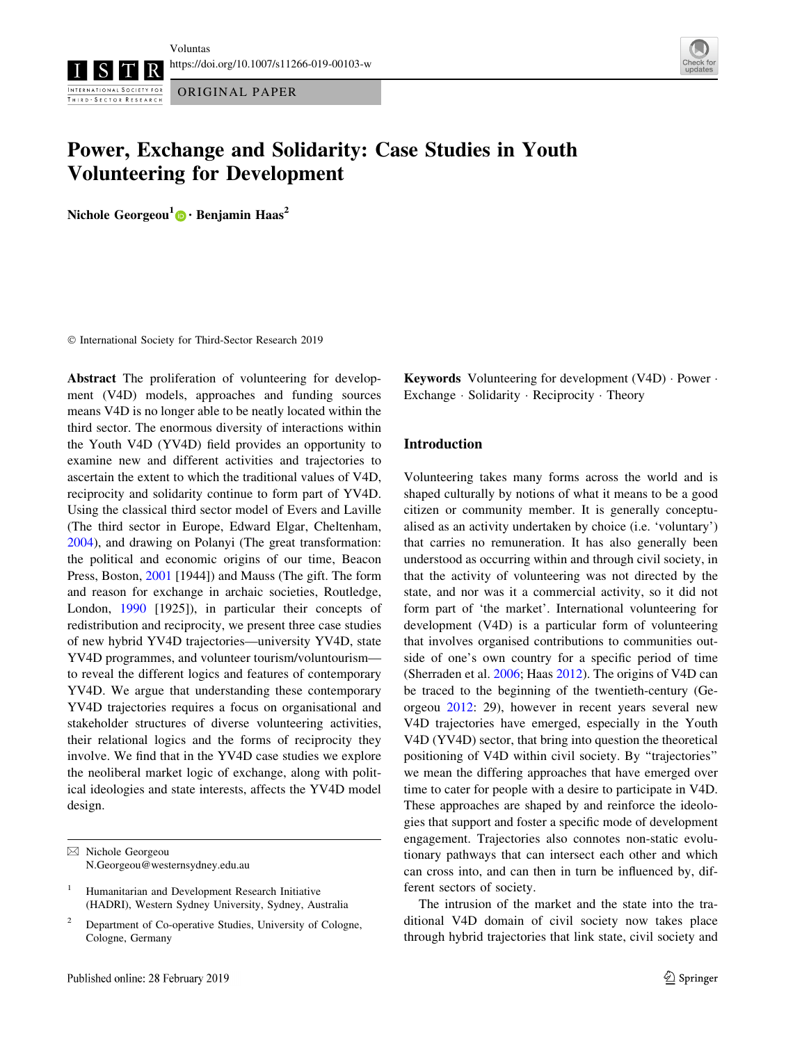ORIGINAL PAPER

# Power, Exchange and Solidarity: Case Studies in Youth Volunteering for Development

**Nichole Georgeou[1] · Benjamin Haas[2]**

© International Society for Third-Sector Research 2019

**Abstract** The proliferation of volunteering for development (V4D) models, approaches and funding sources means V4D is no longer able to be neatly located within the third sector. The enormous diversity of interactions within the Youth V4D (YV4D) field provides an opportunity to examine new and different activities and trajectories to ascertain the extent to which the traditional values of V4D, reciprocity and solidarity continue to form part of YV4D. Using the classical third sector model of Evers and Laville (The third sector in Europe, Edward Elgar, Cheltenham, 2004), and drawing on Polanyi (The great transformation: the political and economic origins of our time, Beacon Press, Boston, 2001 [1944]) and Mauss (The gift. The form and reason for exchange in archaic societies, Routledge, London, 1990 [1925]), in particular their concepts of redistribution and reciprocity, we present three case studies of new hybrid YV4D trajectories—university YV4D, state YV4D programmes, and volunteer tourism/voluntourism—to reveal the different logics and features of contemporary YV4D. We argue that understanding these contemporary YV4D trajectories requires a focus on organisational and stakeholder structures of diverse volunteering activities, their relational logics and the forms of reciprocity they involve. We find that in the YV4D case studies we explore the neoliberal market logic of exchange, along with political ideologies and state interests, affects the YV4D model design.

**Keywords** Volunteering for development (V4D) · Power · Exchange · Solidarity · Reciprocity · Theory

## Introduction

Volunteering takes many forms across the world and is shaped culturally by notions of what it means to be a good citizen or community member. It is generally conceptualised as an activity undertaken by choice (i.e. 'voluntary') that carries no remuneration. It has also generally been understood as occurring within and through civil society, in that the activity of volunteering was not directed by the state, and nor was it a commercial activity, so it did not form part of 'the market'. International volunteering for development (V4D) is a particular form of volunteering that involves organised contributions to communities outside of one's own country for a specific period of time (Sherraden et al. 2006; Haas 2012). The origins of V4D can be traced to the beginning of the twentieth-century (Georgeou 2012: 29), however in recent years several new V4D trajectories have emerged, especially in the Youth V4D (YV4D) sector, that bring into question the theoretical positioning of V4D within civil society. By "trajectories" we mean the differing approaches that have emerged over time to cater for people with a desire to participate in V4D. These approaches are shaped by and reinforce the ideologies that support and foster a specific mode of development engagement. Trajectories also connotes non-static evolutionary pathways that can intersect each other and which can cross into, and can then in turn be influenced by, different sectors of society.

The intrusion of the market and the state into the traditional V4D domain of civil society now takes place through hybrid trajectories that link state, civil society and

---

✉ Nichole Georgeou
N.Georgeou@westernsydney.edu.au

[1] Humanitarian and Development Research Initiative (HADRI), Western Sydney University, Sydney, Australia

[2] Department of Co-operative Studies, University of Cologne, Cologne, Germany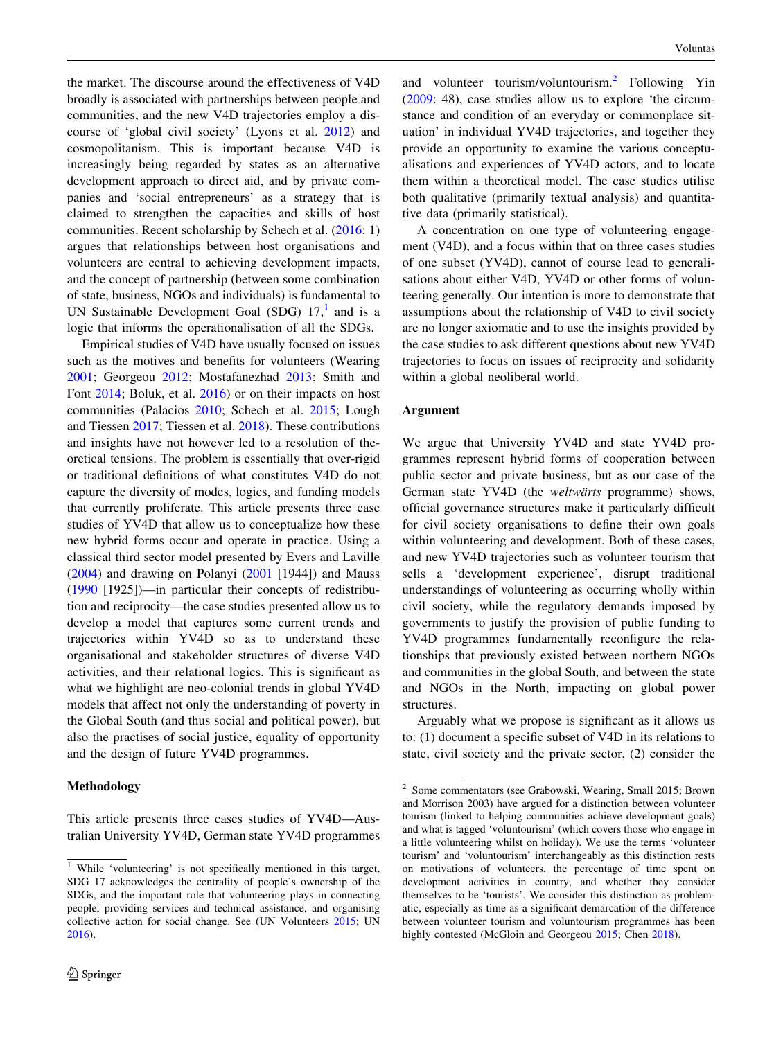the market. The discourse around the effectiveness of V4D broadly is associated with partnerships between people and communities, and the new V4D trajectories employ a discourse of 'global civil society' (Lyons et al. 2012) and cosmopolitanism. This is important because V4D is increasingly being regarded by states as an alternative development approach to direct aid, and by private companies and 'social entrepreneurs' as a strategy that is claimed to strengthen the capacities and skills of host communities. Recent scholarship by Schech et al. (2016: 1) argues that relationships between host organisations and volunteers are central to achieving development impacts, and the concept of partnership (between some combination of state, business, NGOs and individuals) is fundamental to UN Sustainable Development Goal (SDG) 17,[1] and is a logic that informs the operationalisation of all the SDGs.

Empirical studies of V4D have usually focused on issues such as the motives and benefits for volunteers (Wearing 2001; Georgeou 2012; Mostafanezhad 2013; Smith and Font 2014; Boluk, et al. 2016) or on their impacts on host communities (Palacios 2010; Schech et al. 2015; Lough and Tiessen 2017; Tiessen et al. 2018). These contributions and insights have not however led to a resolution of theoretical tensions. The problem is essentially that over-rigid or traditional definitions of what constitutes V4D do not capture the diversity of modes, logics, and funding models that currently proliferate. This article presents three case studies of YV4D that allow us to conceptualize how these new hybrid forms occur and operate in practice. Using a classical third sector model presented by Evers and Laville (2004) and drawing on Polanyi (2001 [1944]) and Mauss (1990 [1925])—in particular their concepts of redistribution and reciprocity—the case studies presented allow us to develop a model that captures some current trends and trajectories within YV4D so as to understand these organisational and stakeholder structures of diverse V4D activities, and their relational logics. This is significant as what we highlight are neo-colonial trends in global YV4D models that affect not only the understanding of poverty in the Global South (and thus social and political power), but also the practises of social justice, equality of opportunity and the design of future YV4D programmes.

## Methodology

This article presents three cases studies of YV4D—Australian University YV4D, German state YV4D programmes and volunteer tourism/voluntourism.[2] Following Yin (2009: 48), case studies allow us to explore 'the circumstance and condition of an everyday or commonplace situation' in individual YV4D trajectories, and together they provide an opportunity to examine the various conceptualisations and experiences of YV4D actors, and to locate them within a theoretical model. The case studies utilise both qualitative (primarily textual analysis) and quantitative data (primarily statistical).

A concentration on one type of volunteering engagement (V4D), and a focus within that on three cases studies of one subset (YV4D), cannot of course lead to generalisations about either V4D, YV4D or other forms of volunteering generally. Our intention is more to demonstrate that assumptions about the relationship of V4D to civil society are no longer axiomatic and to use the insights provided by the case studies to ask different questions about new YV4D trajectories to focus on issues of reciprocity and solidarity within a global neoliberal world.

## Argument

We argue that University YV4D and state YV4D programmes represent hybrid forms of cooperation between public sector and private business, but as our case of the German state YV4D (the *weltwärts* programme) shows, official governance structures make it particularly difficult for civil society organisations to define their own goals within volunteering and development. Both of these cases, and new YV4D trajectories such as volunteer tourism that sells a 'development experience', disrupt traditional understandings of volunteering as occurring wholly within civil society, while the regulatory demands imposed by governments to justify the provision of public funding to YV4D programmes fundamentally reconfigure the relationships that previously existed between northern NGOs and communities in the global South, and between the state and NGOs in the North, impacting on global power structures.

Arguably what we propose is significant as it allows us to: (1) document a specific subset of V4D in its relations to state, civil society and the private sector, (2) consider the

---

[1] While 'volunteering' is not specifically mentioned in this target, SDG 17 acknowledges the centrality of people's ownership of the SDGs, and the important role that volunteering plays in connecting people, providing services and technical assistance, and organising collective action for social change. See (UN Volunteers 2015; UN 2016).

[2] Some commentators (see Grabowski, Wearing, Small 2015; Brown and Morrison 2003) have argued for a distinction between volunteer tourism (linked to helping communities achieve development goals) and what is tagged 'voluntourism' (which covers those who engage in a little volunteering whilst on holiday). We use the terms 'volunteer tourism' and 'voluntourism' interchangeably as this distinction rests on motivations of volunteers, the percentage of time spent on development activities in country, and whether they consider themselves to be 'tourists'. We consider this distinction as problematic, especially as time as a significant demarcation of the difference between volunteer tourism and voluntourism programmes has been highly contested (McGloin and Georgeou 2015; Chen 2018).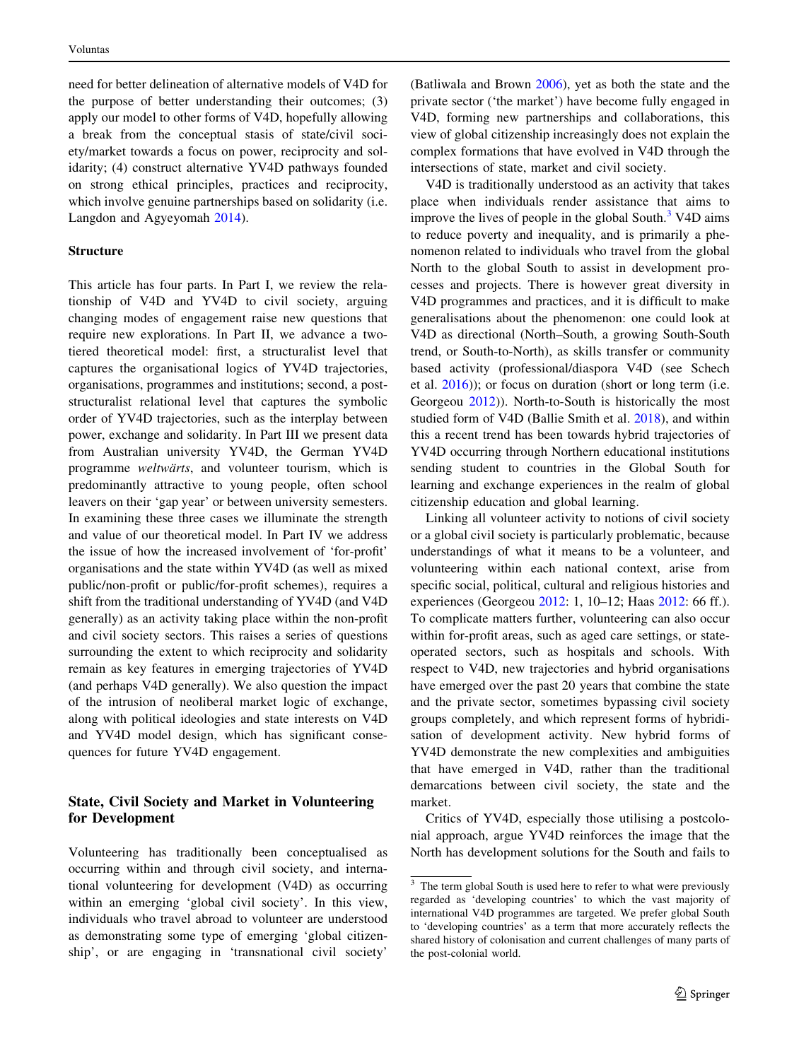need for better delineation of alternative models of V4D for the purpose of better understanding their outcomes; (3) apply our model to other forms of V4D, hopefully allowing a break from the conceptual stasis of state/civil society/market towards a focus on power, reciprocity and solidarity; (4) construct alternative YV4D pathways founded on strong ethical principles, practices and reciprocity, which involve genuine partnerships based on solidarity (i.e. Langdon and Agyeyomah 2014).

### Structure

This article has four parts. In Part I, we review the relationship of V4D and YV4D to civil society, arguing changing modes of engagement raise new questions that require new explorations. In Part II, we advance a two-tiered theoretical model: first, a structuralist level that captures the organisational logics of YV4D trajectories, organisations, programmes and institutions; second, a post-structuralist relational level that captures the symbolic order of YV4D trajectories, such as the interplay between power, exchange and solidarity. In Part III we present data from Australian university YV4D, the German YV4D programme *weltwärts*, and volunteer tourism, which is predominantly attractive to young people, often school leavers on their 'gap year' or between university semesters. In examining these three cases we illuminate the strength and value of our theoretical model. In Part IV we address the issue of how the increased involvement of 'for-profit' organisations and the state within YV4D (as well as mixed public/non-profit or public/for-profit schemes), requires a shift from the traditional understanding of YV4D (and V4D generally) as an activity taking place within the non-profit and civil society sectors. This raises a series of questions surrounding the extent to which reciprocity and solidarity remain as key features in emerging trajectories of YV4D (and perhaps V4D generally). We also question the impact of the intrusion of neoliberal market logic of exchange, along with political ideologies and state interests on V4D and YV4D model design, which has significant consequences for future YV4D engagement.

## State, Civil Society and Market in Volunteering for Development

Volunteering has traditionally been conceptualised as occurring within and through civil society, and international volunteering for development (V4D) as occurring within an emerging 'global civil society'. In this view, individuals who travel abroad to volunteer are understood as demonstrating some type of emerging 'global citizenship', or are engaging in 'transnational civil society' (Batliwala and Brown 2006), yet as both the state and the private sector ('the market') have become fully engaged in V4D, forming new partnerships and collaborations, this view of global citizenship increasingly does not explain the complex formations that have evolved in V4D through the intersections of state, market and civil society.

V4D is traditionally understood as an activity that takes place when individuals render assistance that aims to improve the lives of people in the global South.[3] V4D aims to reduce poverty and inequality, and is primarily a phenomenon related to individuals who travel from the global North to the global South to assist in development processes and projects. There is however great diversity in V4D programmes and practices, and it is difficult to make generalisations about the phenomenon: one could look at V4D as directional (North–South, a growing South-South trend, or South-to-North), as skills transfer or community based activity (professional/diaspora V4D (see Schech et al. 2016)); or focus on duration (short or long term (i.e. Georgeou 2012)). North-to-South is historically the most studied form of V4D (Ballie Smith et al. 2018), and within this a recent trend has been towards hybrid trajectories of YV4D occurring through Northern educational institutions sending student to countries in the Global South for learning and exchange experiences in the realm of global citizenship education and global learning.

Linking all volunteer activity to notions of civil society or a global civil society is particularly problematic, because understandings of what it means to be a volunteer, and volunteering within each national context, arise from specific social, political, cultural and religious histories and experiences (Georgeou 2012: 1, 10–12; Haas 2012: 66 ff.). To complicate matters further, volunteering can also occur within for-profit areas, such as aged care settings, or state-operated sectors, such as hospitals and schools. With respect to V4D, new trajectories and hybrid organisations have emerged over the past 20 years that combine the state and the private sector, sometimes bypassing civil society groups completely, and which represent forms of hybridisation of development activity. New hybrid forms of YV4D demonstrate the new complexities and ambiguities that have emerged in V4D, rather than the traditional demarcations between civil society, the state and the market.

Critics of YV4D, especially those utilising a postcolonial approach, argue YV4D reinforces the image that the North has development solutions for the South and fails to

---

[3] The term global South is used here to refer to what were previously regarded as 'developing countries' to which the vast majority of international V4D programmes are targeted. We prefer global South to 'developing countries' as a term that more accurately reflects the shared history of colonisation and current challenges of many parts of the post-colonial world.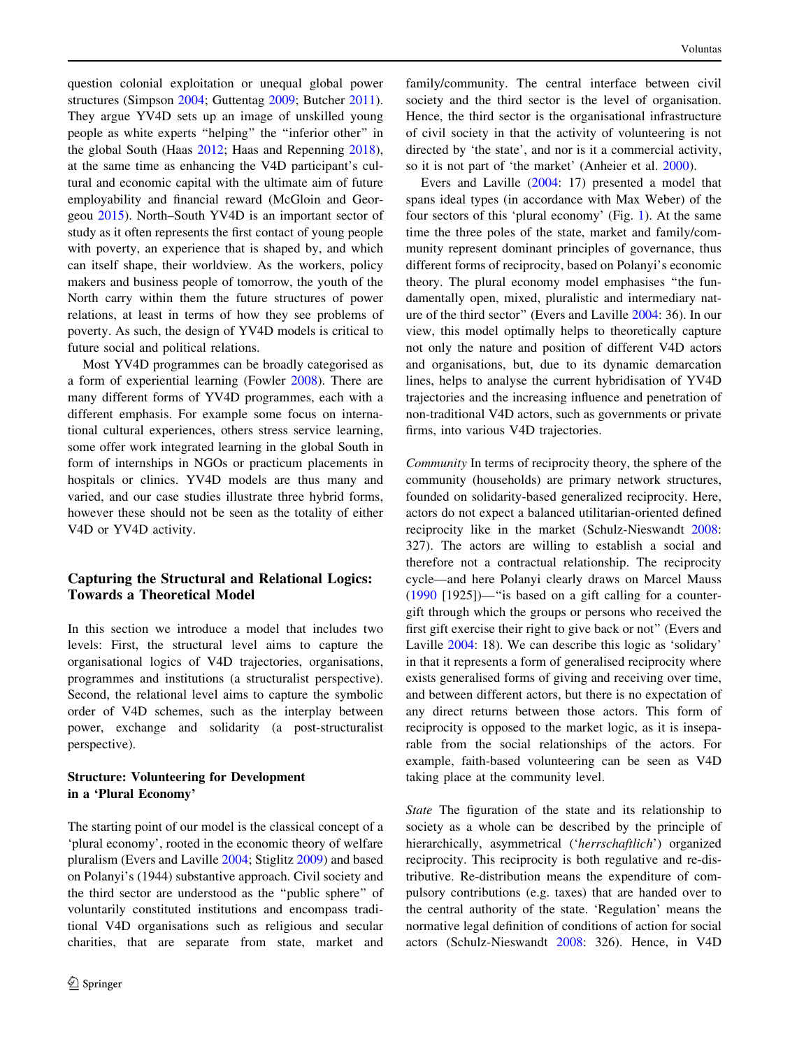question colonial exploitation or unequal global power structures (Simpson 2004; Guttentag 2009; Butcher 2011). They argue YV4D sets up an image of unskilled young people as white experts "helping" the "inferior other" in the global South (Haas 2012; Haas and Repenning 2018), at the same time as enhancing the V4D participant's cultural and economic capital with the ultimate aim of future employability and financial reward (McGloin and Georgeou 2015). North–South YV4D is an important sector of study as it often represents the first contact of young people with poverty, an experience that is shaped by, and which can itself shape, their worldview. As the workers, policy makers and business people of tomorrow, the youth of the North carry within them the future structures of power relations, at least in terms of how they see problems of poverty. As such, the design of YV4D models is critical to future social and political relations.

Most YV4D programmes can be broadly categorised as a form of experiential learning (Fowler 2008). There are many different forms of YV4D programmes, each with a different emphasis. For example some focus on international cultural experiences, others stress service learning, some offer work integrated learning in the global South in form of internships in NGOs or practicum placements in hospitals or clinics. YV4D models are thus many and varied, and our case studies illustrate three hybrid forms, however these should not be seen as the totality of either V4D or YV4D activity.

## Capturing the Structural and Relational Logics: Towards a Theoretical Model

In this section we introduce a model that includes two levels: First, the structural level aims to capture the organisational logics of V4D trajectories, organisations, programmes and institutions (a structuralist perspective). Second, the relational level aims to capture the symbolic order of V4D schemes, such as the interplay between power, exchange and solidarity (a post-structuralist perspective).

### Structure: Volunteering for Development in a 'Plural Economy'

The starting point of our model is the classical concept of a 'plural economy', rooted in the economic theory of welfare pluralism (Evers and Laville 2004; Stiglitz 2009) and based on Polanyi's (1944) substantive approach. Civil society and the third sector are understood as the "public sphere" of voluntarily constituted institutions and encompass traditional V4D organisations such as religious and secular charities, that are separate from state, market and family/community. The central interface between civil society and the third sector is the level of organisation. Hence, the third sector is the organisational infrastructure of civil society in that the activity of volunteering is not directed by 'the state', and nor is it a commercial activity, so it is not part of 'the market' (Anheier et al. 2000).

Evers and Laville (2004: 17) presented a model that spans ideal types (in accordance with Max Weber) of the four sectors of this 'plural economy' (Fig. 1). At the same time the three poles of the state, market and family/community represent dominant principles of governance, thus different forms of reciprocity, based on Polanyi's economic theory. The plural economy model emphasises "the fundamentally open, mixed, pluralistic and intermediary nature of the third sector" (Evers and Laville 2004: 36). In our view, this model optimally helps to theoretically capture not only the nature and position of different V4D actors and organisations, but, due to its dynamic demarcation lines, helps to analyse the current hybridisation of YV4D trajectories and the increasing influence and penetration of non-traditional V4D actors, such as governments or private firms, into various V4D trajectories.

*Community* In terms of reciprocity theory, the sphere of the community (households) are primary network structures, founded on solidarity-based generalized reciprocity. Here, actors do not expect a balanced utilitarian-oriented defined reciprocity like in the market (Schulz-Nieswandt 2008: 327). The actors are willing to establish a social and therefore not a contractual relationship. The reciprocity cycle—and here Polanyi clearly draws on Marcel Mauss (1990 [1925])—"is based on a gift calling for a counter-gift through which the groups or persons who received the first gift exercise their right to give back or not" (Evers and Laville 2004: 18). We can describe this logic as 'solidary' in that it represents a form of generalised reciprocity where exists generalised forms of giving and receiving over time, and between different actors, but there is no expectation of any direct returns between those actors. This form of reciprocity is opposed to the market logic, as it is inseparable from the social relationships of the actors. For example, faith-based volunteering can be seen as V4D taking place at the community level.

*State* The figuration of the state and its relationship to society as a whole can be described by the principle of hierarchically, asymmetrical ('*herrschaftlich*') organized reciprocity. This reciprocity is both regulative and re-distributive. Re-distribution means the expenditure of compulsory contributions (e.g. taxes) that are handed over to the central authority of the state. 'Regulation' means the normative legal definition of conditions of action for social actors (Schulz-Nieswandt 2008: 326). Hence, in V4D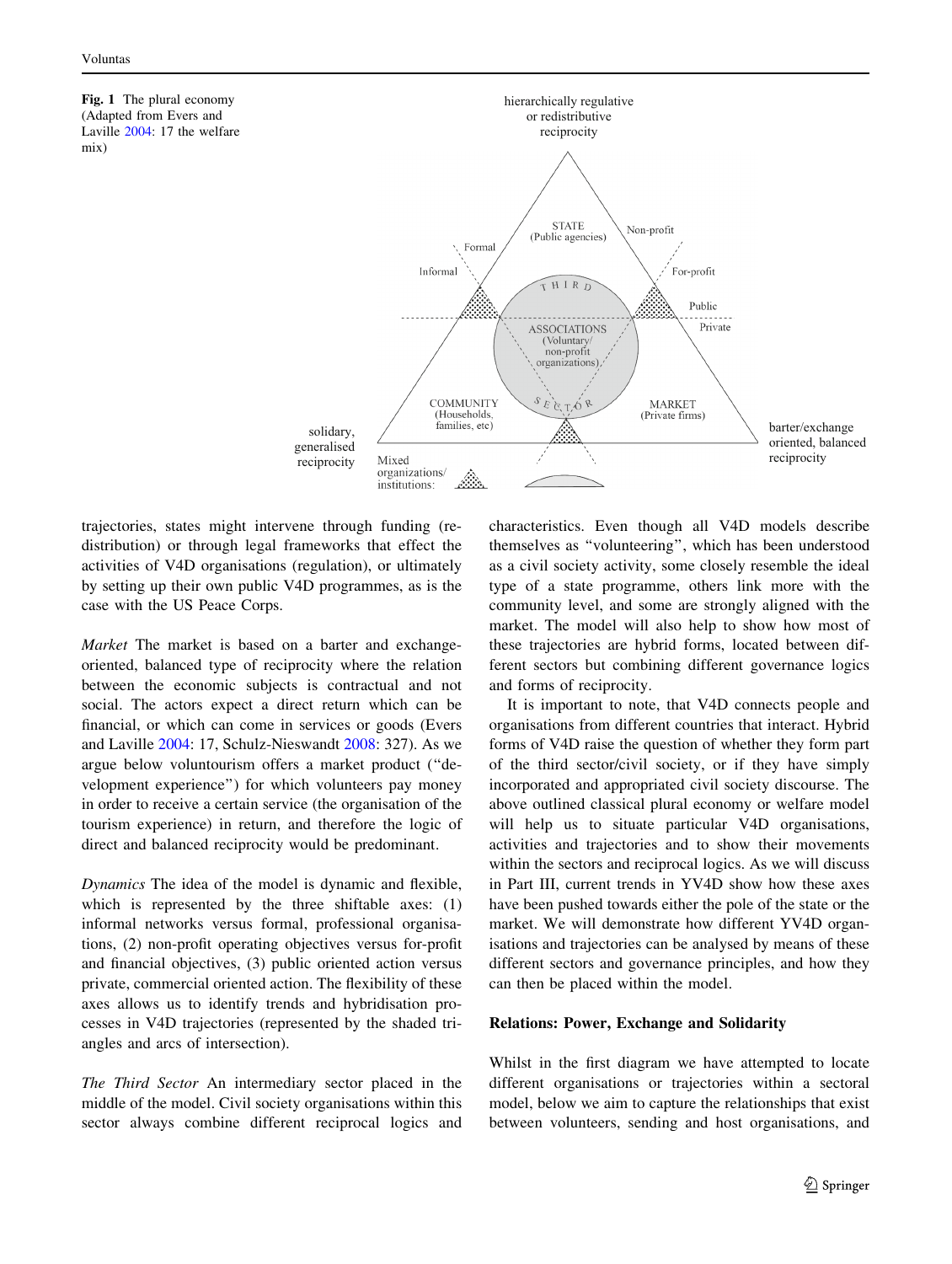**Fig. 1** The plural economy (Adapted from Evers and Laville 2004: 17 the welfare mix)

trajectories, states might intervene through funding (redistribution) or through legal frameworks that effect the activities of V4D organisations (regulation), or ultimately by setting up their own public V4D programmes, as is the case with the US Peace Corps.

*Market* The market is based on a barter and exchange-oriented, balanced type of reciprocity where the relation between the economic subjects is contractual and not social. The actors expect a direct return which can be financial, or which can come in services or goods (Evers and Laville 2004: 17, Schulz-Nieswandt 2008: 327). As we argue below voluntourism offers a market product ("development experience") for which volunteers pay money in order to receive a certain service (the organisation of the tourism experience) in return, and therefore the logic of direct and balanced reciprocity would be predominant.

*Dynamics* The idea of the model is dynamic and flexible, which is represented by the three shiftable axes: (1) informal networks versus formal, professional organisations, (2) non-profit operating objectives versus for-profit and financial objectives, (3) public oriented action versus private, commercial oriented action. The flexibility of these axes allows us to identify trends and hybridisation processes in V4D trajectories (represented by the shaded triangles and arcs of intersection).

*The Third Sector* An intermediary sector placed in the middle of the model. Civil society organisations within this sector always combine different reciprocal logics and characteristics. Even though all V4D models describe themselves as "volunteering", which has been understood as a civil society activity, some closely resemble the ideal type of a state programme, others link more with the community level, and some are strongly aligned with the market. The model will also help to show how most of these trajectories are hybrid forms, located between different sectors but combining different governance logics and forms of reciprocity.

It is important to note, that V4D connects people and organisations from different countries that interact. Hybrid forms of V4D raise the question of whether they form part of the third sector/civil society, or if they have simply incorporated and appropriated civil society discourse. The above outlined classical plural economy or welfare model will help us to situate particular V4D organisations, activities and trajectories and to show their movements within the sectors and reciprocal logics. As we will discuss in Part III, current trends in YV4D show how these axes have been pushed towards either the pole of the state or the market. We will demonstrate how different YV4D organisations and trajectories can be analysed by means of these different sectors and governance principles, and how they can then be placed within the model.

## Relations: Power, Exchange and Solidarity

Whilst in the first diagram we have attempted to locate different organisations or trajectories within a sectoral model, below we aim to capture the relationships that exist between volunteers, sending and host organisations, and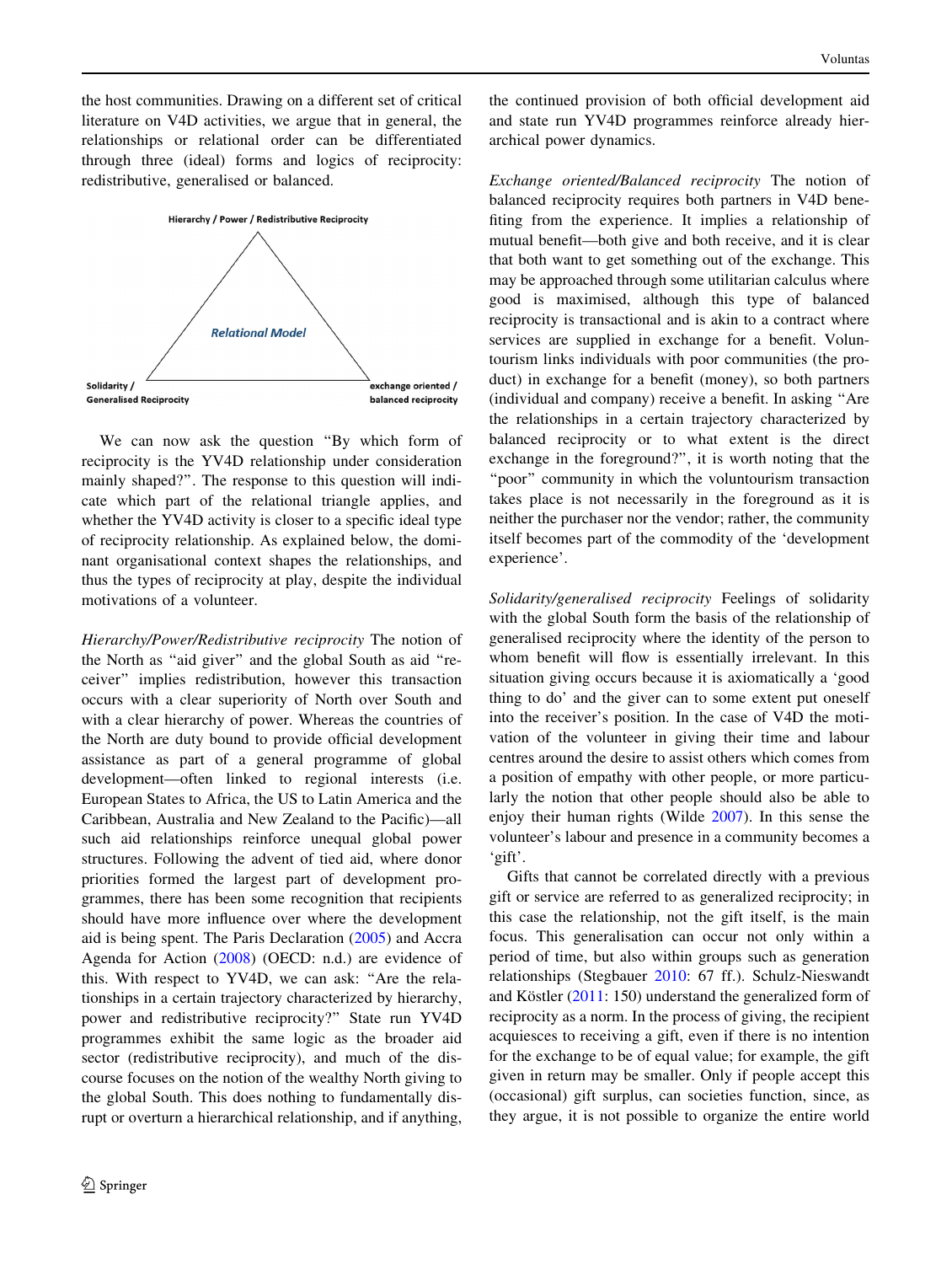the host communities. Drawing on a different set of critical literature on V4D activities, we argue that in general, the relationships or relational order can be differentiated through three (ideal) forms and logics of reciprocity: redistributive, generalised or balanced.

Hierarchy / Power / Redistributive Reciprocity

Relational Model

Solidarity / Generalised Reciprocity

exchange oriented / balanced reciprocity

We can now ask the question "By which form of reciprocity is the YV4D relationship under consideration mainly shaped?". The response to this question will indicate which part of the relational triangle applies, and whether the YV4D activity is closer to a specific ideal type of reciprocity relationship. As explained below, the dominant organisational context shapes the relationships, and thus the types of reciprocity at play, despite the individual motivations of a volunteer.

*Hierarchy/Power/Redistributive reciprocity* The notion of the North as "aid giver" and the global South as aid "receiver" implies redistribution, however this transaction occurs with a clear superiority of North over South and with a clear hierarchy of power. Whereas the countries of the North are duty bound to provide official development assistance as part of a general programme of global development—often linked to regional interests (i.e. European States to Africa, the US to Latin America and the Caribbean, Australia and New Zealand to the Pacific)—all such aid relationships reinforce unequal global power structures. Following the advent of tied aid, where donor priorities formed the largest part of development programmes, there has been some recognition that recipients should have more influence over where the development aid is being spent. The Paris Declaration (2005) and Accra Agenda for Action (2008) (OECD: n.d.) are evidence of this. With respect to YV4D, we can ask: "Are the relationships in a certain trajectory characterized by hierarchy, power and redistributive reciprocity?" State run YV4D programmes exhibit the same logic as the broader aid sector (redistributive reciprocity), and much of the discourse focuses on the notion of the wealthy North giving to the global South. This does nothing to fundamentally disrupt or overturn a hierarchical relationship, and if anything, the continued provision of both official development aid and state run YV4D programmes reinforce already hierarchical power dynamics.

*Exchange oriented/Balanced reciprocity* The notion of balanced reciprocity requires both partners in V4D benefiting from the experience. It implies a relationship of mutual benefit—both give and both receive, and it is clear that both want to get something out of the exchange. This may be approached through some utilitarian calculus where good is maximised, although this type of balanced reciprocity is transactional and is akin to a contract where services are supplied in exchange for a benefit. Voluntourism links individuals with poor communities (the product) in exchange for a benefit (money), so both partners (individual and company) receive a benefit. In asking "Are the relationships in a certain trajectory characterized by balanced reciprocity or to what extent is the direct exchange in the foreground?", it is worth noting that the "poor" community in which the voluntourism transaction takes place is not necessarily in the foreground as it is neither the purchaser nor the vendor; rather, the community itself becomes part of the commodity of the 'development experience'.

*Solidarity/generalised reciprocity* Feelings of solidarity with the global South form the basis of the relationship of generalised reciprocity where the identity of the person to whom benefit will flow is essentially irrelevant. In this situation giving occurs because it is axiomatically a 'good thing to do' and the giver can to some extent put oneself into the receiver's position. In the case of V4D the motivation of the volunteer in giving their time and labour centres around the desire to assist others which comes from a position of empathy with other people, or more particularly the notion that other people should also be able to enjoy their human rights (Wilde 2007). In this sense the volunteer's labour and presence in a community becomes a 'gift'.

Gifts that cannot be correlated directly with a previous gift or service are referred to as generalized reciprocity; in this case the relationship, not the gift itself, is the main focus. This generalisation can occur not only within a period of time, but also within groups such as generation relationships (Stegbauer 2010: 67 ff.). Schulz-Nieswandt and Köstler (2011: 150) understand the generalized form of reciprocity as a norm. In the process of giving, the recipient acquiesces to receiving a gift, even if there is no intention for the exchange to be of equal value; for example, the gift given in return may be smaller. Only if people accept this (occasional) gift surplus, can societies function, since, as they argue, it is not possible to organize the entire world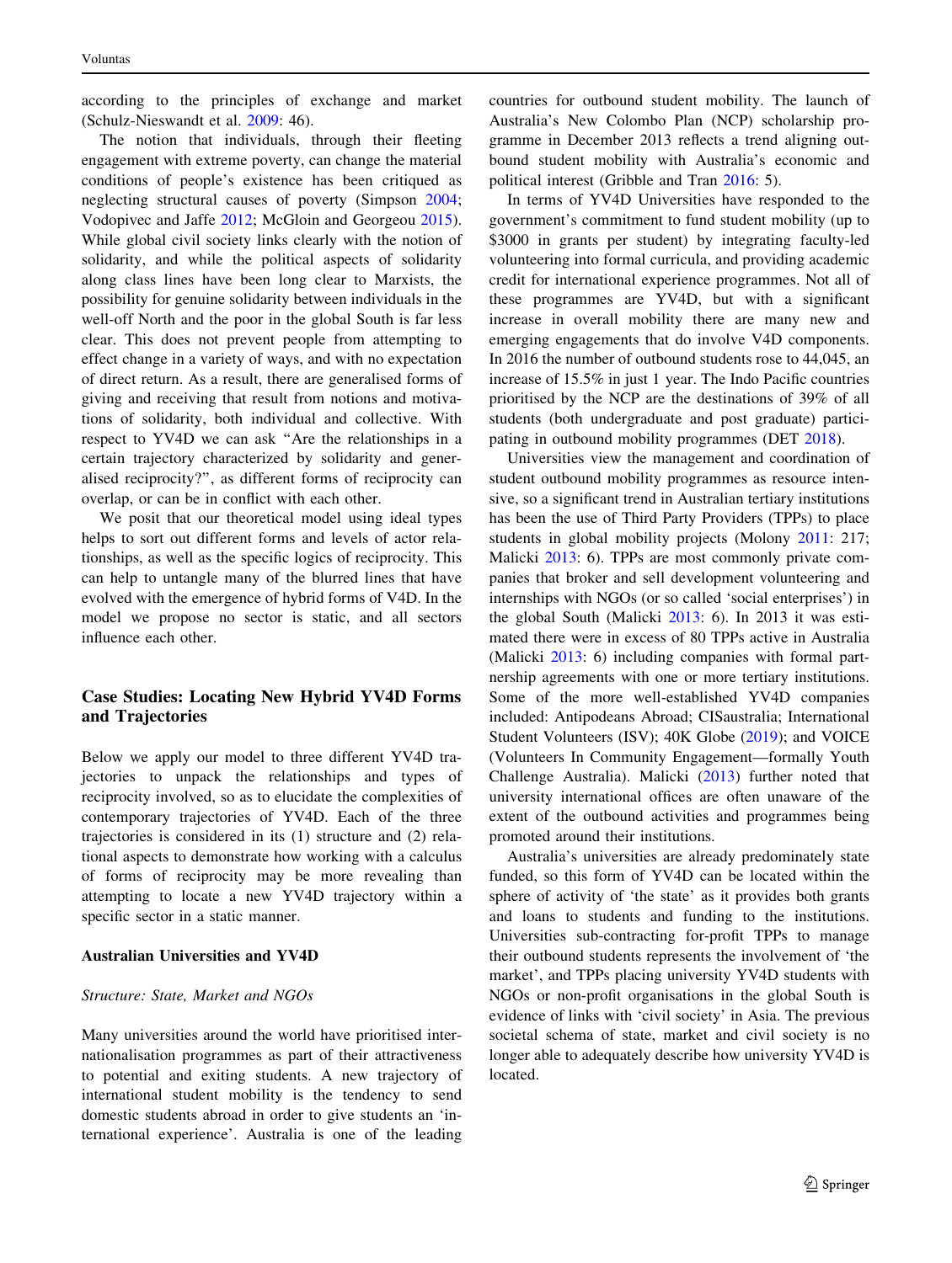according to the principles of exchange and market (Schulz-Nieswandt et al. 2009: 46).

The notion that individuals, through their fleeting engagement with extreme poverty, can change the material conditions of people's existence has been critiqued as neglecting structural causes of poverty (Simpson 2004; Vodopivec and Jaffe 2012; McGloin and Georgeou 2015). While global civil society links clearly with the notion of solidarity, and while the political aspects of solidarity along class lines have been long clear to Marxists, the possibility for genuine solidarity between individuals in the well-off North and the poor in the global South is far less clear. This does not prevent people from attempting to effect change in a variety of ways, and with no expectation of direct return. As a result, there are generalised forms of giving and receiving that result from notions and motivations of solidarity, both individual and collective. With respect to YV4D we can ask "Are the relationships in a certain trajectory characterized by solidarity and generalised reciprocity?", as different forms of reciprocity can overlap, or can be in conflict with each other.

We posit that our theoretical model using ideal types helps to sort out different forms and levels of actor relationships, as well as the specific logics of reciprocity. This can help to untangle many of the blurred lines that have evolved with the emergence of hybrid forms of V4D. In the model we propose no sector is static, and all sectors influence each other.

## Case Studies: Locating New Hybrid YV4D Forms and Trajectories

Below we apply our model to three different YV4D trajectories to unpack the relationships and types of reciprocity involved, so as to elucidate the complexities of contemporary trajectories of YV4D. Each of the three trajectories is considered in its (1) structure and (2) relational aspects to demonstrate how working with a calculus of forms of reciprocity may be more revealing than attempting to locate a new YV4D trajectory within a specific sector in a static manner.

### Australian Universities and YV4D

#### *Structure: State, Market and NGOs*

Many universities around the world have prioritised internationalisation programmes as part of their attractiveness to potential and exiting students. A new trajectory of international student mobility is the tendency to send domestic students abroad in order to give students an 'international experience'. Australia is one of the leading countries for outbound student mobility. The launch of Australia's New Colombo Plan (NCP) scholarship programme in December 2013 reflects a trend aligning outbound student mobility with Australia's economic and political interest (Gribble and Tran 2016: 5).

In terms of YV4D Universities have responded to the government's commitment to fund student mobility (up to $3000 in grants per student) by integrating faculty-led volunteering into formal curricula, and providing academic credit for international experience programmes. Not all of these programmes are YV4D, but with a significant increase in overall mobility there are many new and emerging engagements that do involve V4D components. In 2016 the number of outbound students rose to 44,045, an increase of 15.5% in just 1 year. The Indo Pacific countries prioritised by the NCP are the destinations of 39% of all students (both undergraduate and post graduate) participating in outbound mobility programmes (DET 2018).

Universities view the management and coordination of student outbound mobility programmes as resource intensive, so a significant trend in Australian tertiary institutions has been the use of Third Party Providers (TPPs) to place students in global mobility projects (Molony 2011: 217; Malicki 2013: 6). TPPs are most commonly private companies that broker and sell development volunteering and internships with NGOs (or so called 'social enterprises') in the global South (Malicki 2013: 6). In 2013 it was estimated there were in excess of 80 TPPs active in Australia (Malicki 2013: 6) including companies with formal partnership agreements with one or more tertiary institutions. Some of the more well-established YV4D companies included: Antipodeans Abroad; CISaustralia; International Student Volunteers (ISV); 40K Globe (2019); and VOICE (Volunteers In Community Engagement—formally Youth Challenge Australia). Malicki (2013) further noted that university international offices are often unaware of the extent of the outbound activities and programmes being promoted around their institutions.

Australia's universities are already predominately state funded, so this form of YV4D can be located within the sphere of activity of 'the state' as it provides both grants and loans to students and funding to the institutions. Universities sub-contracting for-profit TPPs to manage their outbound students represents the involvement of 'the market', and TPPs placing university YV4D students with NGOs or non-profit organisations in the global South is evidence of links with 'civil society' in Asia. The previous societal schema of state, market and civil society is no longer able to adequately describe how university YV4D is located.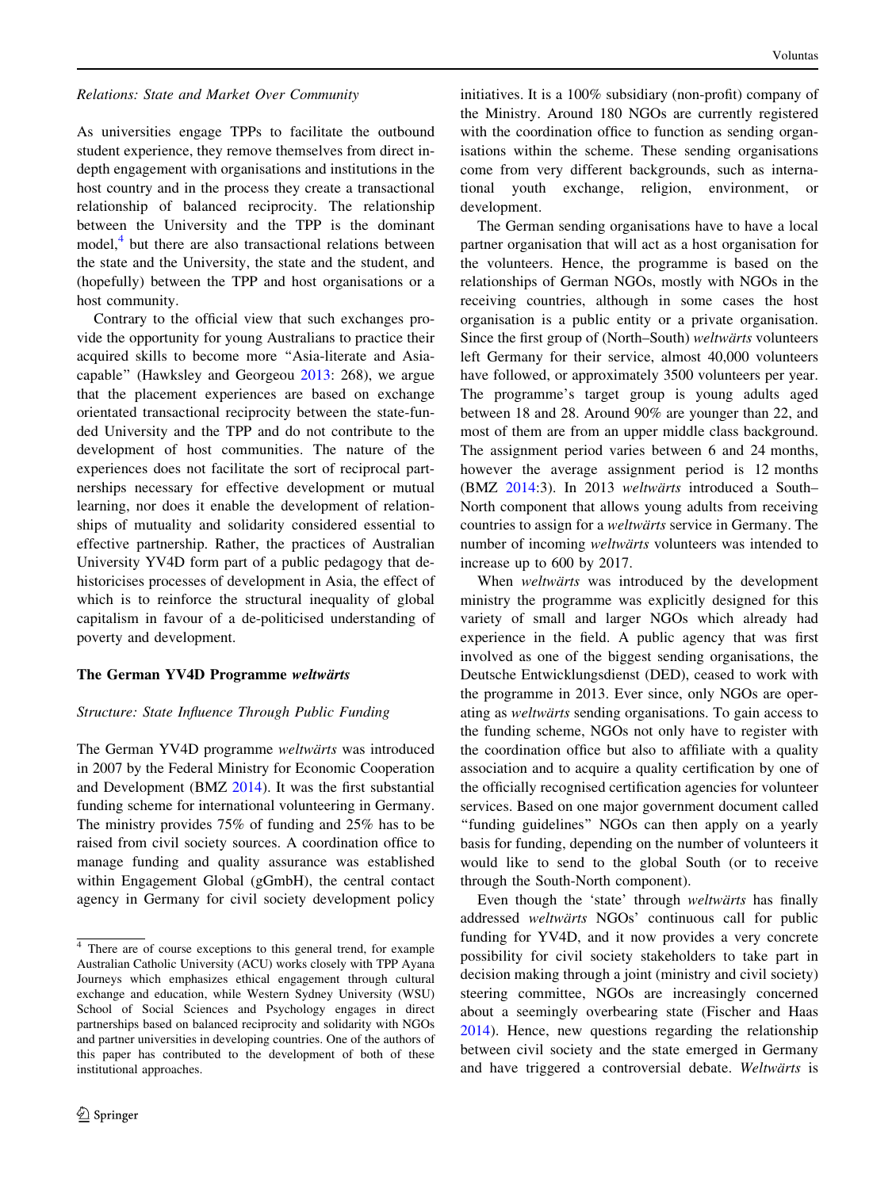*Relations: State and Market Over Community*

As universities engage TPPs to facilitate the outbound student experience, they remove themselves from direct in-depth engagement with organisations and institutions in the host country and in the process they create a transactional relationship of balanced reciprocity. The relationship between the University and the TPP is the dominant model,[4] but there are also transactional relations between the state and the University, the state and the student, and (hopefully) between the TPP and host organisations or a host community.

Contrary to the official view that such exchanges provide the opportunity for young Australians to practice their acquired skills to become more "Asia-literate and Asia-capable" (Hawksley and Georgeou 2013: 268), we argue that the placement experiences are based on exchange orientated transactional reciprocity between the state-funded University and the TPP and do not contribute to the development of host communities. The nature of the experiences does not facilitate the sort of reciprocal partnerships necessary for effective development or mutual learning, nor does it enable the development of relationships of mutuality and solidarity considered essential to effective partnership. Rather, the practices of Australian University YV4D form part of a public pedagogy that de-historicises processes of development in Asia, the effect of which is to reinforce the structural inequality of global capitalism in favour of a de-politicised understanding of poverty and development.

## The German YV4D Programme *weltwärts*

*Structure: State Influence Through Public Funding*

The German YV4D programme *weltwärts* was introduced in 2007 by the Federal Ministry for Economic Cooperation and Development (BMZ 2014). It was the first substantial funding scheme for international volunteering in Germany. The ministry provides 75% of funding and 25% has to be raised from civil society sources. A coordination office to manage funding and quality assurance was established within Engagement Global (gGmbH), the central contact agency in Germany for civil society development policy initiatives. It is a 100% subsidiary (non-profit) company of the Ministry. Around 180 NGOs are currently registered with the coordination office to function as sending organisations within the scheme. These sending organisations come from very different backgrounds, such as international youth exchange, religion, environment, or development.

The German sending organisations have to have a local partner organisation that will act as a host organisation for the volunteers. Hence, the programme is based on the relationships of German NGOs, mostly with NGOs in the receiving countries, although in some cases the host organisation is a public entity or a private organisation. Since the first group of (North–South) *weltwärts* volunteers left Germany for their service, almost 40,000 volunteers have followed, or approximately 3500 volunteers per year. The programme's target group is young adults aged between 18 and 28. Around 90% are younger than 22, and most of them are from an upper middle class background. The assignment period varies between 6 and 24 months, however the average assignment period is 12 months (BMZ 2014:3). In 2013 *weltwärts* introduced a South–North component that allows young adults from receiving countries to assign for a *weltwärts* service in Germany. The number of incoming *weltwärts* volunteers was intended to increase up to 600 by 2017.

When *weltwärts* was introduced by the development ministry the programme was explicitly designed for this variety of small and larger NGOs which already had experience in the field. A public agency that was first involved as one of the biggest sending organisations, the Deutsche Entwicklungsdienst (DED), ceased to work with the programme in 2013. Ever since, only NGOs are operating as *weltwärts* sending organisations. To gain access to the funding scheme, NGOs not only have to register with the coordination office but also to affiliate with a quality association and to acquire a quality certification by one of the officially recognised certification agencies for volunteer services. Based on one major government document called "funding guidelines" NGOs can then apply on a yearly basis for funding, depending on the number of volunteers it would like to send to the global South (or to receive through the South-North component).

Even though the 'state' through *weltwärts* has finally addressed *weltwärts* NGOs' continuous call for public funding for YV4D, and it now provides a very concrete possibility for civil society stakeholders to take part in decision making through a joint (ministry and civil society) steering committee, NGOs are increasingly concerned about a seemingly overbearing state (Fischer and Haas 2014). Hence, new questions regarding the relationship between civil society and the state emerged in Germany and have triggered a controversial debate. *Weltwärts* is

---

[4] There are of course exceptions to this general trend, for example Australian Catholic University (ACU) works closely with TPP Ayana Journeys which emphasizes ethical engagement through cultural exchange and education, while Western Sydney University (WSU) School of Social Sciences and Psychology engages in direct partnerships based on balanced reciprocity and solidarity with NGOs and partner universities in developing countries. One of the authors of this paper has contributed to the development of both of these institutional approaches.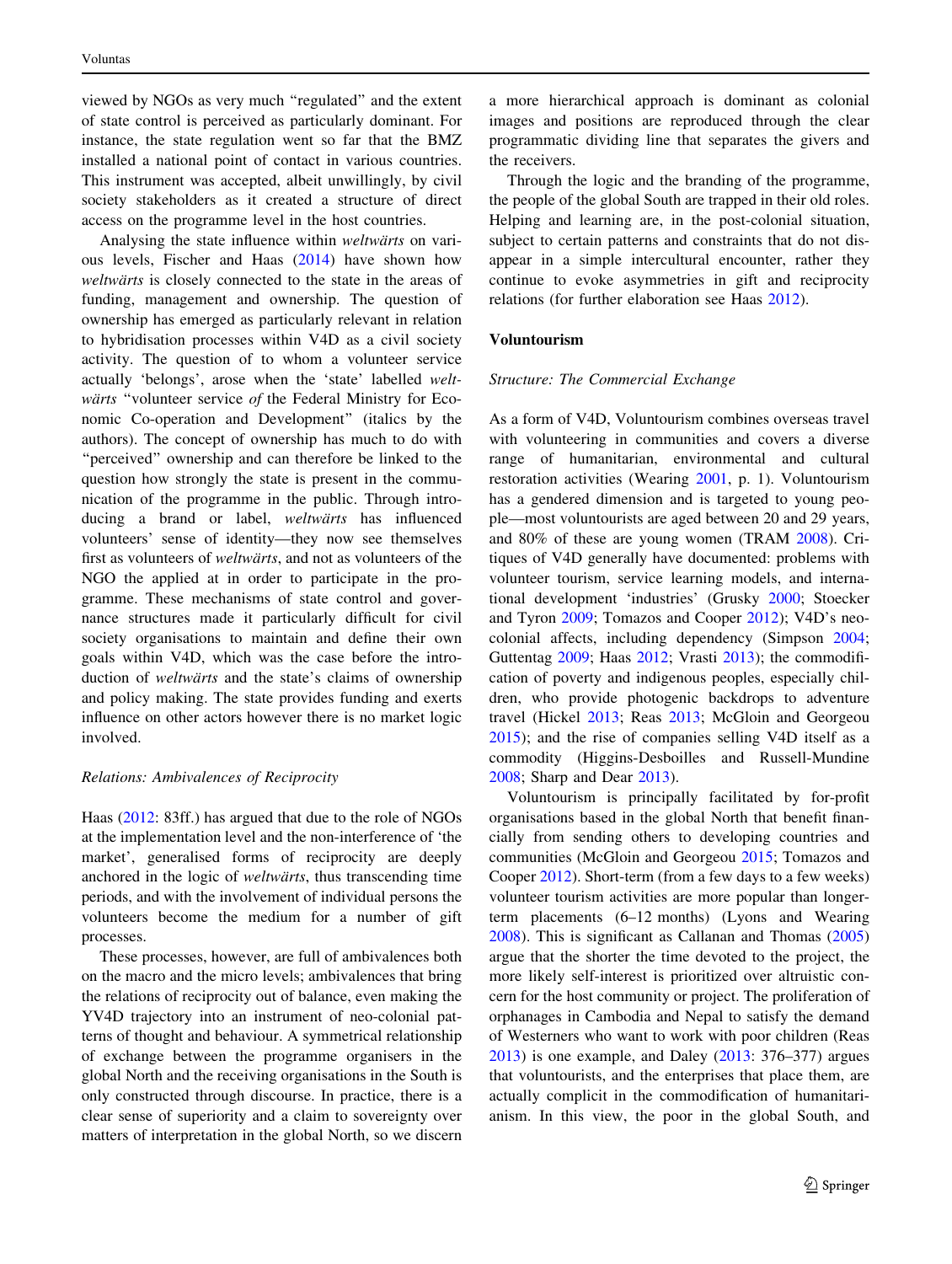viewed by NGOs as very much "regulated" and the extent of state control is perceived as particularly dominant. For instance, the state regulation went so far that the BMZ installed a national point of contact in various countries. This instrument was accepted, albeit unwillingly, by civil society stakeholders as it created a structure of direct access on the programme level in the host countries.

Analysing the state influence within *weltwärts* on various levels, Fischer and Haas (2014) have shown how *weltwärts* is closely connected to the state in the areas of funding, management and ownership. The question of ownership has emerged as particularly relevant in relation to hybridisation processes within V4D as a civil society activity. The question of to whom a volunteer service actually 'belongs', arose when the 'state' labelled *weltwärts* "volunteer service *of* the Federal Ministry for Economic Co-operation and Development" (italics by the authors). The concept of ownership has much to do with "perceived" ownership and can therefore be linked to the question how strongly the state is present in the communication of the programme in the public. Through introducing a brand or label, *weltwärts* has influenced volunteers' sense of identity—they now see themselves first as volunteers of *weltwärts*, and not as volunteers of the NGO the applied at in order to participate in the programme. These mechanisms of state control and governance structures made it particularly difficult for civil society organisations to maintain and define their own goals within V4D, which was the case before the introduction of *weltwärts* and the state's claims of ownership and policy making. The state provides funding and exerts influence on other actors however there is no market logic involved.

### *Relations: Ambivalences of Reciprocity*

Haas (2012: 83ff.) has argued that due to the role of NGOs at the implementation level and the non-interference of 'the market', generalised forms of reciprocity are deeply anchored in the logic of *weltwärts*, thus transcending time periods, and with the involvement of individual persons the volunteers become the medium for a number of gift processes.

These processes, however, are full of ambivalences both on the macro and the micro levels; ambivalences that bring the relations of reciprocity out of balance, even making the YV4D trajectory into an instrument of neo-colonial patterns of thought and behaviour. A symmetrical relationship of exchange between the programme organisers in the global North and the receiving organisations in the South is only constructed through discourse. In practice, there is a clear sense of superiority and a claim to sovereignty over matters of interpretation in the global North, so we discern a more hierarchical approach is dominant as colonial images and positions are reproduced through the clear programmatic dividing line that separates the givers and the receivers.

Through the logic and the branding of the programme, the people of the global South are trapped in their old roles. Helping and learning are, in the post-colonial situation, subject to certain patterns and constraints that do not disappear in a simple intercultural encounter, rather they continue to evoke asymmetries in gift and reciprocity relations (for further elaboration see Haas 2012).

## Voluntourism

### *Structure: The Commercial Exchange*

As a form of V4D, Voluntourism combines overseas travel with volunteering in communities and covers a diverse range of humanitarian, environmental and cultural restoration activities (Wearing 2001, p. 1). Voluntourism has a gendered dimension and is targeted to young people—most voluntourists are aged between 20 and 29 years, and 80% of these are young women (TRAM 2008). Critiques of V4D generally have documented: problems with volunteer tourism, service learning models, and international development 'industries' (Grusky 2000; Stoecker and Tyron 2009; Tomazos and Cooper 2012); V4D's neo-colonial affects, including dependency (Simpson 2004; Guttentag 2009; Haas 2012; Vrasti 2013); the commodification of poverty and indigenous peoples, especially children, who provide photogenic backdrops to adventure travel (Hickel 2013; Reas 2013; McGloin and Georgeou 2015); and the rise of companies selling V4D itself as a commodity (Higgins-Desboilles and Russell-Mundine 2008; Sharp and Dear 2013).

Voluntourism is principally facilitated by for-profit organisations based in the global North that benefit financially from sending others to developing countries and communities (McGloin and Georgeou 2015; Tomazos and Cooper 2012). Short-term (from a few days to a few weeks) volunteer tourism activities are more popular than longer-term placements (6–12 months) (Lyons and Wearing 2008). This is significant as Callanan and Thomas (2005) argue that the shorter the time devoted to the project, the more likely self-interest is prioritized over altruistic concern for the host community or project. The proliferation of orphanages in Cambodia and Nepal to satisfy the demand of Westerners who want to work with poor children (Reas 2013) is one example, and Daley (2013: 376–377) argues that voluntourists, and the enterprises that place them, are actually complicit in the commodification of humanitarianism. In this view, the poor in the global South, and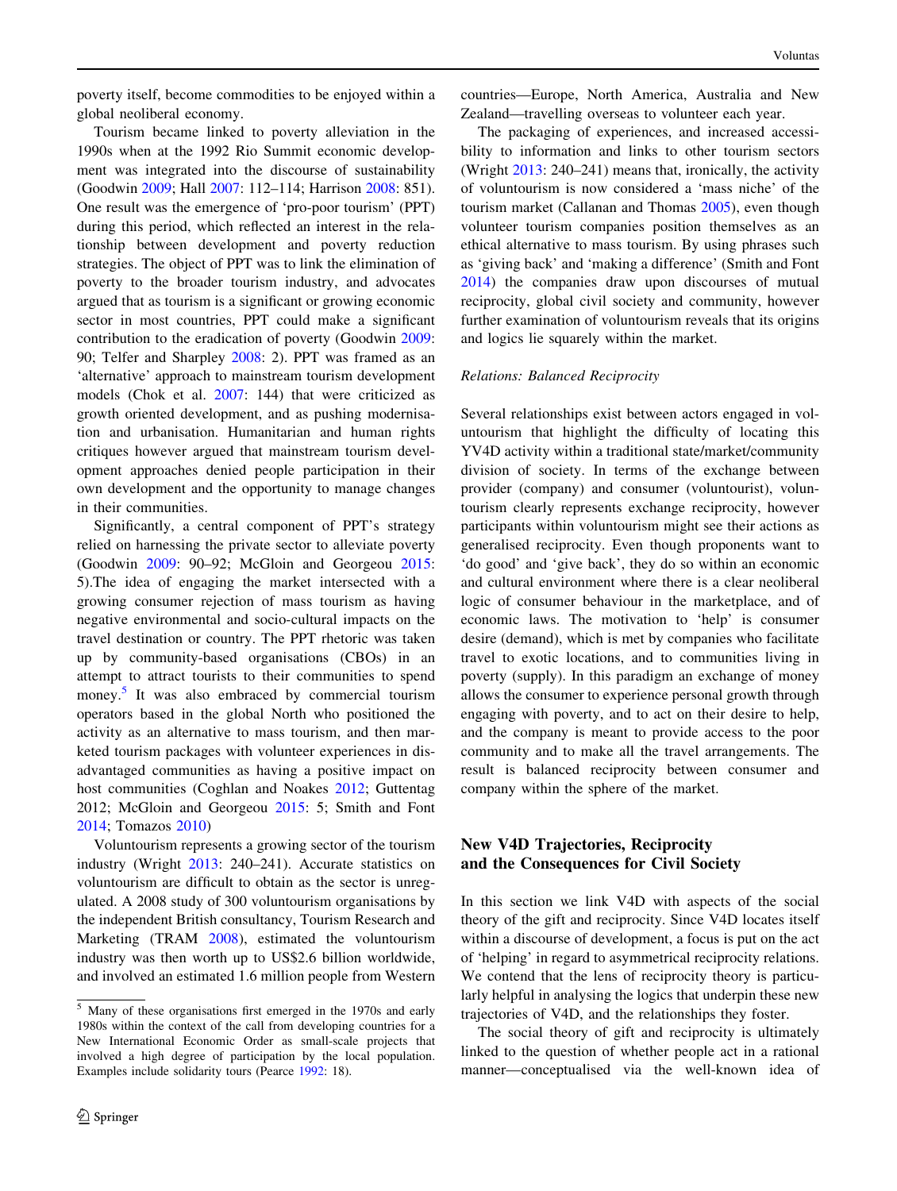poverty itself, become commodities to be enjoyed within a global neoliberal economy.

Tourism became linked to poverty alleviation in the 1990s when at the 1992 Rio Summit economic development was integrated into the discourse of sustainability (Goodwin 2009; Hall 2007: 112–114; Harrison 2008: 851). One result was the emergence of 'pro-poor tourism' (PPT) during this period, which reflected an interest in the relationship between development and poverty reduction strategies. The object of PPT was to link the elimination of poverty to the broader tourism industry, and advocates argued that as tourism is a significant or growing economic sector in most countries, PPT could make a significant contribution to the eradication of poverty (Goodwin 2009: 90; Telfer and Sharpley 2008: 2). PPT was framed as an 'alternative' approach to mainstream tourism development models (Chok et al. 2007: 144) that were criticized as growth oriented development, and as pushing modernisation and urbanisation. Humanitarian and human rights critiques however argued that mainstream tourism development approaches denied people participation in their own development and the opportunity to manage changes in their communities.

Significantly, a central component of PPT's strategy relied on harnessing the private sector to alleviate poverty (Goodwin 2009: 90–92; McGloin and Georgeou 2015: 5).The idea of engaging the market intersected with a growing consumer rejection of mass tourism as having negative environmental and socio-cultural impacts on the travel destination or country. The PPT rhetoric was taken up by community-based organisations (CBOs) in an attempt to attract tourists to their communities to spend money.[5] It was also embraced by commercial tourism operators based in the global North who positioned the activity as an alternative to mass tourism, and then marketed tourism packages with volunteer experiences in disadvantaged communities as having a positive impact on host communities (Coghlan and Noakes 2012; Guttentag 2012; McGloin and Georgeou 2015: 5; Smith and Font 2014; Tomazos 2010)

Voluntourism represents a growing sector of the tourism industry (Wright 2013: 240–241). Accurate statistics on voluntourism are difficult to obtain as the sector is unregulated. A 2008 study of 300 voluntourism organisations by the independent British consultancy, Tourism Research and Marketing (TRAM 2008), estimated the voluntourism industry was then worth up to US$2.6 billion worldwide, and involved an estimated 1.6 million people from Western countries—Europe, North America, Australia and New Zealand—travelling overseas to volunteer each year.

The packaging of experiences, and increased accessibility to information and links to other tourism sectors (Wright 2013: 240–241) means that, ironically, the activity of voluntourism is now considered a 'mass niche' of the tourism market (Callanan and Thomas 2005), even though volunteer tourism companies position themselves as an ethical alternative to mass tourism. By using phrases such as 'giving back' and 'making a difference' (Smith and Font 2014) the companies draw upon discourses of mutual reciprocity, global civil society and community, however further examination of voluntourism reveals that its origins and logics lie squarely within the market.

*Relations: Balanced Reciprocity*

Several relationships exist between actors engaged in voluntourism that highlight the difficulty of locating this YV4D activity within a traditional state/market/community division of society. In terms of the exchange between provider (company) and consumer (voluntourist), voluntourism clearly represents exchange reciprocity, however participants within voluntourism might see their actions as generalised reciprocity. Even though proponents want to 'do good' and 'give back', they do so within an economic and cultural environment where there is a clear neoliberal logic of consumer behaviour in the marketplace, and of economic laws. The motivation to 'help' is consumer desire (demand), which is met by companies who facilitate travel to exotic locations, and to communities living in poverty (supply). In this paradigm an exchange of money allows the consumer to experience personal growth through engaging with poverty, and to act on their desire to help, and the company is meant to provide access to the poor community and to make all the travel arrangements. The result is balanced reciprocity between consumer and company within the sphere of the market.

## New V4D Trajectories, Reciprocity and the Consequences for Civil Society

In this section we link V4D with aspects of the social theory of the gift and reciprocity. Since V4D locates itself within a discourse of development, a focus is put on the act of 'helping' in regard to asymmetrical reciprocity relations. We contend that the lens of reciprocity theory is particularly helpful in analysing the logics that underpin these new trajectories of V4D, and the relationships they foster.

The social theory of gift and reciprocity is ultimately linked to the question of whether people act in a rational manner—conceptualised via the well-known idea of

[5] Many of these organisations first emerged in the 1970s and early 1980s within the context of the call from developing countries for a New International Economic Order as small-scale projects that involved a high degree of participation by the local population. Examples include solidarity tours (Pearce 1992: 18).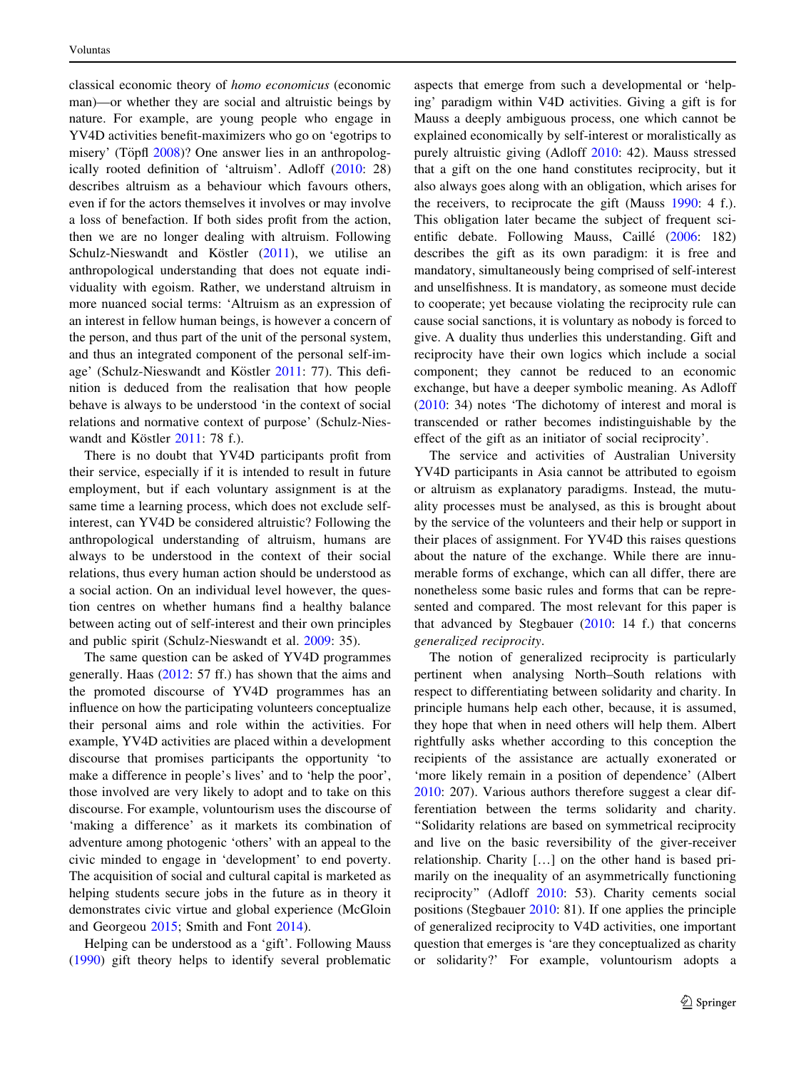classical economic theory of *homo economicus* (economic man)—or whether they are social and altruistic beings by nature. For example, are young people who engage in YV4D activities benefit-maximizers who go on 'egotrips to misery' (Töpfl 2008)? One answer lies in an anthropologically rooted definition of 'altruism'. Adloff (2010: 28) describes altruism as a behaviour which favours others, even if for the actors themselves it involves or may involve a loss of benefaction. If both sides profit from the action, then we are no longer dealing with altruism. Following Schulz-Nieswandt and Köstler (2011), we utilise an anthropological understanding that does not equate individuality with egoism. Rather, we understand altruism in more nuanced social terms: 'Altruism as an expression of an interest in fellow human beings, is however a concern of the person, and thus part of the unit of the personal system, and thus an integrated component of the personal self-image' (Schulz-Nieswandt and Köstler 2011: 77). This definition is deduced from the realisation that how people behave is always to be understood 'in the context of social relations and normative context of purpose' (Schulz-Nieswandt and Köstler 2011: 78 f.).

There is no doubt that YV4D participants profit from their service, especially if it is intended to result in future employment, but if each voluntary assignment is at the same time a learning process, which does not exclude self-interest, can YV4D be considered altruistic? Following the anthropological understanding of altruism, humans are always to be understood in the context of their social relations, thus every human action should be understood as a social action. On an individual level however, the question centres on whether humans find a healthy balance between acting out of self-interest and their own principles and public spirit (Schulz-Nieswandt et al. 2009: 35).

The same question can be asked of YV4D programmes generally. Haas (2012: 57 ff.) has shown that the aims and the promoted discourse of YV4D programmes has an influence on how the participating volunteers conceptualize their personal aims and role within the activities. For example, YV4D activities are placed within a development discourse that promises participants the opportunity 'to make a difference in people's lives' and to 'help the poor', those involved are very likely to adopt and to take on this discourse. For example, voluntourism uses the discourse of 'making a difference' as it markets its combination of adventure among photogenic 'others' with an appeal to the civic minded to engage in 'development' to end poverty. The acquisition of social and cultural capital is marketed as helping students secure jobs in the future as in theory it demonstrates civic virtue and global experience (McGloin and Georgeou 2015; Smith and Font 2014).

Helping can be understood as a 'gift'. Following Mauss (1990) gift theory helps to identify several problematic aspects that emerge from such a developmental or 'helping' paradigm within V4D activities. Giving a gift is for Mauss a deeply ambiguous process, one which cannot be explained economically by self-interest or moralistically as purely altruistic giving (Adloff 2010: 42). Mauss stressed that a gift on the one hand constitutes reciprocity, but it also always goes along with an obligation, which arises for the receivers, to reciprocate the gift (Mauss 1990: 4 f.). This obligation later became the subject of frequent scientific debate. Following Mauss, Caillé (2006: 182) describes the gift as its own paradigm: it is free and mandatory, simultaneously being comprised of self-interest and unselfishness. It is mandatory, as someone must decide to cooperate; yet because violating the reciprocity rule can cause social sanctions, it is voluntary as nobody is forced to give. A duality thus underlies this understanding. Gift and reciprocity have their own logics which include a social component; they cannot be reduced to an economic exchange, but have a deeper symbolic meaning. As Adloff (2010: 34) notes 'The dichotomy of interest and moral is transcended or rather becomes indistinguishable by the effect of the gift as an initiator of social reciprocity'.

The service and activities of Australian University YV4D participants in Asia cannot be attributed to egoism or altruism as explanatory paradigms. Instead, the mutuality processes must be analysed, as this is brought about by the service of the volunteers and their help or support in their places of assignment. For YV4D this raises questions about the nature of the exchange. While there are innumerable forms of exchange, which can all differ, there are nonetheless some basic rules and forms that can be represented and compared. The most relevant for this paper is that advanced by Stegbauer (2010: 14 f.) that concerns *generalized reciprocity*.

The notion of generalized reciprocity is particularly pertinent when analysing North–South relations with respect to differentiating between solidarity and charity. In principle humans help each other, because, it is assumed, they hope that when in need others will help them. Albert rightfully asks whether according to this conception the recipients of the assistance are actually exonerated or 'more likely remain in a position of dependence' (Albert 2010: 207). Various authors therefore suggest a clear differentiation between the terms solidarity and charity. "Solidarity relations are based on symmetrical reciprocity and live on the basic reversibility of the giver-receiver relationship. Charity […] on the other hand is based primarily on the inequality of an asymmetrically functioning reciprocity" (Adloff 2010: 53). Charity cements social positions (Stegbauer 2010: 81). If one applies the principle of generalized reciprocity to V4D activities, one important question that emerges is 'are they conceptualized as charity or solidarity?' For example, voluntourism adopts a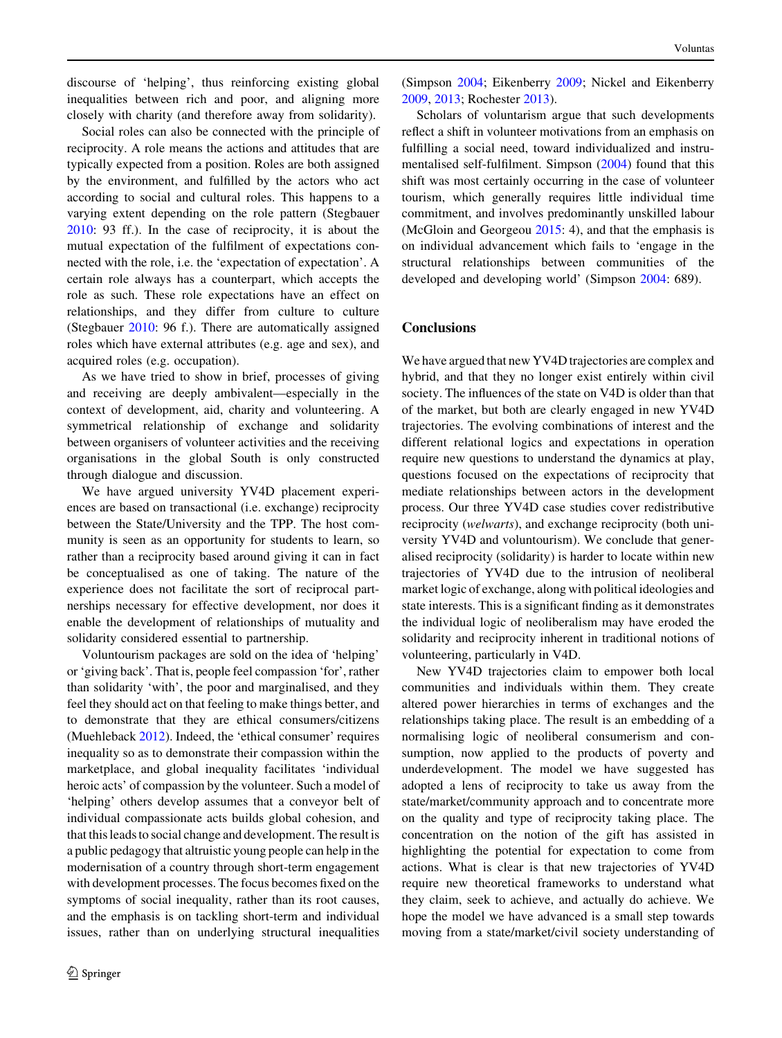discourse of 'helping', thus reinforcing existing global inequalities between rich and poor, and aligning more closely with charity (and therefore away from solidarity).

Social roles can also be connected with the principle of reciprocity. A role means the actions and attitudes that are typically expected from a position. Roles are both assigned by the environment, and fulfilled by the actors who act according to social and cultural roles. This happens to a varying extent depending on the role pattern (Stegbauer 2010: 93 ff.). In the case of reciprocity, it is about the mutual expectation of the fulfilment of expectations connected with the role, i.e. the 'expectation of expectation'. A certain role always has a counterpart, which accepts the role as such. These role expectations have an effect on relationships, and they differ from culture to culture (Stegbauer 2010: 96 f.). There are automatically assigned roles which have external attributes (e.g. age and sex), and acquired roles (e.g. occupation).

As we have tried to show in brief, processes of giving and receiving are deeply ambivalent—especially in the context of development, aid, charity and volunteering. A symmetrical relationship of exchange and solidarity between organisers of volunteer activities and the receiving organisations in the global South is only constructed through dialogue and discussion.

We have argued university YV4D placement experiences are based on transactional (i.e. exchange) reciprocity between the State/University and the TPP. The host community is seen as an opportunity for students to learn, so rather than a reciprocity based around giving it can in fact be conceptualised as one of taking. The nature of the experience does not facilitate the sort of reciprocal partnerships necessary for effective development, nor does it enable the development of relationships of mutuality and solidarity considered essential to partnership.

Voluntourism packages are sold on the idea of 'helping' or 'giving back'. That is, people feel compassion 'for', rather than solidarity 'with', the poor and marginalised, and they feel they should act on that feeling to make things better, and to demonstrate that they are ethical consumers/citizens (Muehleback 2012). Indeed, the 'ethical consumer' requires inequality so as to demonstrate their compassion within the marketplace, and global inequality facilitates 'individual heroic acts' of compassion by the volunteer. Such a model of 'helping' others develop assumes that a conveyor belt of individual compassionate acts builds global cohesion, and that this leads to social change and development. The result is a public pedagogy that altruistic young people can help in the modernisation of a country through short-term engagement with development processes. The focus becomes fixed on the symptoms of social inequality, rather than its root causes, and the emphasis is on tackling short-term and individual issues, rather than on underlying structural inequalities (Simpson 2004; Eikenberry 2009; Nickel and Eikenberry 2009, 2013; Rochester 2013).

Scholars of voluntarism argue that such developments reflect a shift in volunteer motivations from an emphasis on fulfilling a social need, toward individualized and instrumentalised self-fulfilment. Simpson (2004) found that this shift was most certainly occurring in the case of volunteer tourism, which generally requires little individual time commitment, and involves predominantly unskilled labour (McGloin and Georgeou 2015: 4), and that the emphasis is on individual advancement which fails to 'engage in the structural relationships between communities of the developed and developing world' (Simpson 2004: 689).

## Conclusions

We have argued that new YV4D trajectories are complex and hybrid, and that they no longer exist entirely within civil society. The influences of the state on V4D is older than that of the market, but both are clearly engaged in new YV4D trajectories. The evolving combinations of interest and the different relational logics and expectations in operation require new questions to understand the dynamics at play, questions focused on the expectations of reciprocity that mediate relationships between actors in the development process. Our three YV4D case studies cover redistributive reciprocity (*welwarts*), and exchange reciprocity (both university YV4D and voluntourism). We conclude that generalised reciprocity (solidarity) is harder to locate within new trajectories of YV4D due to the intrusion of neoliberal market logic of exchange, along with political ideologies and state interests. This is a significant finding as it demonstrates the individual logic of neoliberalism may have eroded the solidarity and reciprocity inherent in traditional notions of volunteering, particularly in V4D.

New YV4D trajectories claim to empower both local communities and individuals within them. They create altered power hierarchies in terms of exchanges and the relationships taking place. The result is an embedding of a normalising logic of neoliberal consumerism and consumption, now applied to the products of poverty and underdevelopment. The model we have suggested has adopted a lens of reciprocity to take us away from the state/market/community approach and to concentrate more on the quality and type of reciprocity taking place. The concentration on the notion of the gift has assisted in highlighting the potential for expectation to come from actions. What is clear is that new trajectories of YV4D require new theoretical frameworks to understand what they claim, seek to achieve, and actually do achieve. We hope the model we have advanced is a small step towards moving from a state/market/civil society understanding of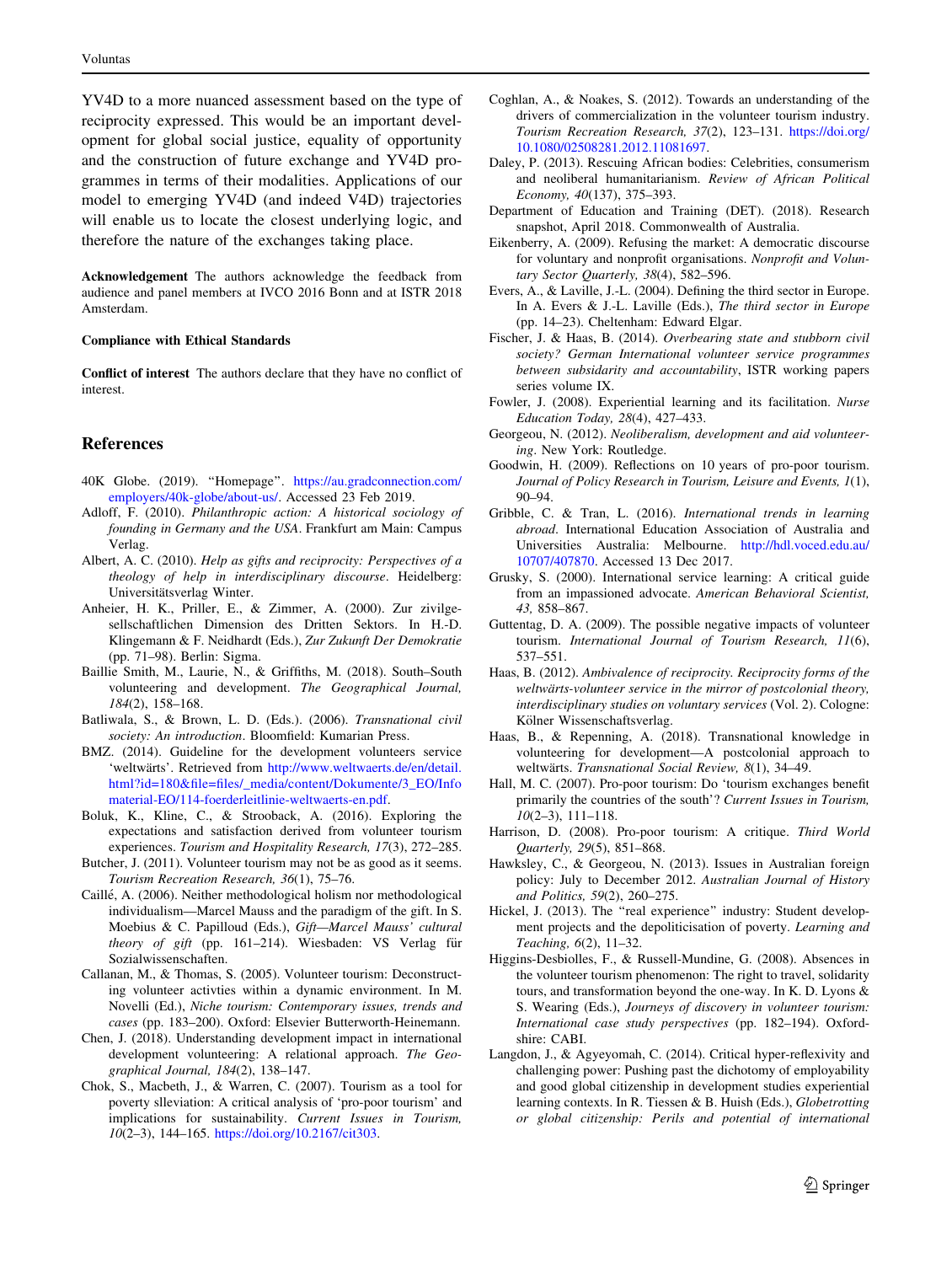YV4D to a more nuanced assessment based on the type of reciprocity expressed. This would be an important development for global social justice, equality of opportunity and the construction of future exchange and YV4D programmes in terms of their modalities. Applications of our model to emerging YV4D (and indeed V4D) trajectories will enable us to locate the closest underlying logic, and therefore the nature of the exchanges taking place.

**Acknowledgement** The authors acknowledge the feedback from audience and panel members at IVCO 2016 Bonn and at ISTR 2018 Amsterdam.

**Compliance with Ethical Standards**

**Conflict of interest** The authors declare that they have no conflict of interest.

## References

40K Globe. (2019). "Homepage". https://au.gradconnection.com/employers/40k-globe/about-us/. Accessed 23 Feb 2019.

Adloff, F. (2010). *Philanthropic action: A historical sociology of founding in Germany and the USA*. Frankfurt am Main: Campus Verlag.

Albert, A. C. (2010). *Help as gifts and reciprocity: Perspectives of a theology of help in interdisciplinary discourse*. Heidelberg: Universitätsverlag Winter.

Anheier, H. K., Priller, E., & Zimmer, A. (2000). Zur zivilgesellschaftlichen Dimension des Dritten Sektors. In H.-D. Klingemann & F. Neidhardt (Eds.), *Zur Zukunft Der Demokratie* (pp. 71–98). Berlin: Sigma.

Baillie Smith, M., Laurie, N., & Griffiths, M. (2018). South–South volunteering and development. *The Geographical Journal, 184*(2), 158–168.

Batliwala, S., & Brown, L. D. (Eds.). (2006). *Transnational civil society: An introduction*. Bloomfield: Kumarian Press.

BMZ. (2014). Guideline for the development volunteers service 'weltwärts'. Retrieved from http://www.weltwaerts.de/en/detail.html?id=180&file=files/_media/content/Dokumente/3_EO/Infomaterial-EO/114-foerderleitlinie-weltwaerts-en.pdf.

Boluk, K., Kline, C., & Strooback, A. (2016). Exploring the expectations and satisfaction derived from volunteer tourism experiences. *Tourism and Hospitality Research, 17*(3), 272–285.

Butcher, J. (2011). Volunteer tourism may not be as good as it seems. *Tourism Recreation Research, 36*(1), 75–76.

Caillé, A. (2006). Neither methodological holism nor methodological individualism—Marcel Mauss and the paradigm of the gift. In S. Moebius & C. Papilloud (Eds.), *Gift—Marcel Mauss' cultural theory of gift* (pp. 161–214). Wiesbaden: VS Verlag für Sozialwissenschaften.

Callanan, M., & Thomas, S. (2005). Volunteer tourism: Deconstructing volunteer activties within a dynamic environment. In M. Novelli (Ed.), *Niche tourism: Contemporary issues, trends and cases* (pp. 183–200). Oxford: Elsevier Butterworth-Heinemann.

Chen, J. (2018). Understanding development impact in international development volunteering: A relational approach. *The Geographical Journal, 184*(2), 138–147.

Chok, S., Macbeth, J., & Warren, C. (2007). Tourism as a tool for poverty slleviation: A critical analysis of 'pro-poor tourism' and implications for sustainability. *Current Issues in Tourism, 10*(2–3), 144–165. https://doi.org/10.2167/cit303.

Coghlan, A., & Noakes, S. (2012). Towards an understanding of the drivers of commercialization in the volunteer tourism industry. *Tourism Recreation Research, 37*(2), 123–131. https://doi.org/10.1080/02508281.2012.11081697.

Daley, P. (2013). Rescuing African bodies: Celebrities, consumerism and neoliberal humanitarianism. *Review of African Political Economy, 40*(137), 375–393.

Department of Education and Training (DET). (2018). Research snapshot, April 2018. Commonwealth of Australia.

Eikenberry, A. (2009). Refusing the market: A democratic discourse for voluntary and nonprofit organisations. *Nonprofit and Voluntary Sector Quarterly, 38*(4), 582–596.

Evers, A., & Laville, J.-L. (2004). Defining the third sector in Europe. In A. Evers & J.-L. Laville (Eds.), *The third sector in Europe* (pp. 14–23). Cheltenham: Edward Elgar.

Fischer, J. & Haas, B. (2014). *Overbearing state and stubborn civil society? German International volunteer service programmes between subsidarity and accountability*, ISTR working papers series volume IX.

Fowler, J. (2008). Experiential learning and its facilitation. *Nurse Education Today, 28*(4), 427–433.

Georgeou, N. (2012). *Neoliberalism, development and aid volunteering*. New York: Routledge.

Goodwin, H. (2009). Reflections on 10 years of pro-poor tourism. *Journal of Policy Research in Tourism, Leisure and Events, 1*(1), 90–94.

Gribble, C. & Tran, L. (2016). *International trends in learning abroad*. International Education Association of Australia and Universities Australia: Melbourne. http://hdl.voced.edu.au/10707/407870. Accessed 13 Dec 2017.

Grusky, S. (2000). International service learning: A critical guide from an impassioned advocate. *American Behavioral Scientist, 43,* 858–867.

Guttentag, D. A. (2009). The possible negative impacts of volunteer tourism. *International Journal of Tourism Research, 11*(6), 537–551.

Haas, B. (2012). *Ambivalence of reciprocity. Reciprocity forms of the weltwärts-volunteer service in the mirror of postcolonial theory, interdisciplinary studies on voluntary services* (Vol. 2). Cologne: Kölner Wissenschaftsverlag.

Haas, B., & Repenning, A. (2018). Transnational knowledge in volunteering for development—A postcolonial approach to weltwärts. *Transnational Social Review, 8*(1), 34–49.

Hall, M. C. (2007). Pro-poor tourism: Do 'tourism exchanges benefit primarily the countries of the south'? *Current Issues in Tourism, 10*(2–3), 111–118.

Harrison, D. (2008). Pro-poor tourism: A critique. *Third World Quarterly, 29*(5), 851–868.

Hawksley, C., & Georgeou, N. (2013). Issues in Australian foreign policy: July to December 2012. *Australian Journal of History and Politics, 59*(2), 260–275.

Hickel, J. (2013). The "real experience" industry: Student development projects and the depoliticisation of poverty. *Learning and Teaching, 6*(2), 11–32.

Higgins-Desbiolles, F., & Russell-Mundine, G. (2008). Absences in the volunteer tourism phenomenon: The right to travel, solidarity tours, and transformation beyond the one-way. In K. D. Lyons & S. Wearing (Eds.), *Journeys of discovery in volunteer tourism: International case study perspectives* (pp. 182–194). Oxfordshire: CABI.

Langdon, J., & Agyeyomah, C. (2014). Critical hyper-reflexivity and challenging power: Pushing past the dichotomy of employability and good global citizenship in development studies experiential learning contexts. In R. Tiessen & B. Huish (Eds.), *Globetrotting or global citizenship: Perils and potential of international*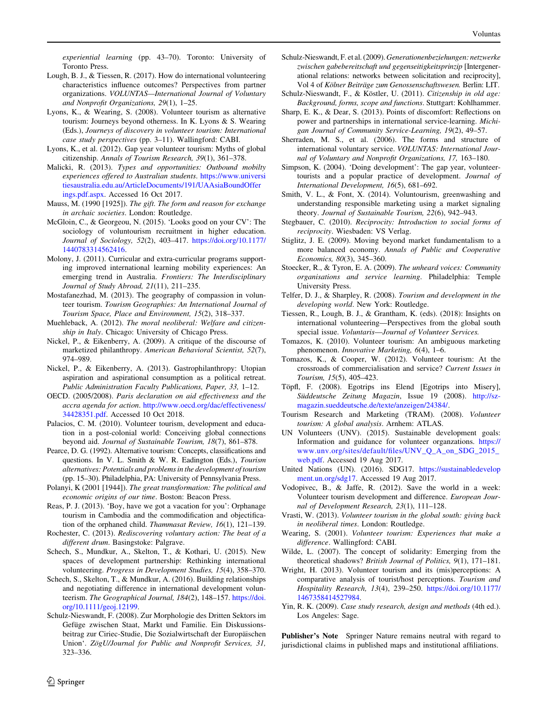experiential learning (pp. 43–70). Toronto: University of Toronto Press.

Lough, B. J., & Tiessen, R. (2017). How do international volunteering characteristics influence outcomes? Perspectives from partner organizations. *VOLUNTAS—International Journal of Voluntary and Nonprofit Organizations, 29*(1), 1–25.

Lyons, K., & Wearing, S. (2008). Volunteer tourism as alternative tourism: Journeys beyond otherness. In K. Lyons & S. Wearing (Eds.), *Journeys of discovery in volunteer tourism: International case study perspectives* (pp. 3–11). Wallingford: CABI.

Lyons, K., et al. (2012). Gap year volunteer tourism: Myths of global citizenship. *Annals of Tourism Research, 39*(1), 361–378.

Malicki, R. (2013). *Types and opportunities: Outbound mobilty experiences offered to Australian students*. https://www.universitiesaustralia.edu.au/ArticleDocuments/191/UAAsiaBoundOfferings.pdf.aspx. Accessed 16 Oct 2017.

Mauss, M. (1990 [1925]). *The gift. The form and reason for exchange in archaic societies*. London: Routledge.

McGloin, C., & Georgeou, N. (2015). 'Looks good on your CV': The sociology of voluntourism recruitment in higher education. *Journal of Sociology, 52*(2), 403–417. https://doi.org/10.1177/1440783314562416.

Molony, J. (2011). Curricular and extra-curricular programs supporting improved international learning mobility experiences: An emerging trend in Australia. *Frontiers: The Interdisciplinary Journal of Study Abroad, 21*(11), 211–235.

Mostafanezhad, M. (2013). The geography of compassion in volunteer tourism. *Tourism Geographies: An International Journal of Tourism Space, Place and Environment, 15*(2), 318–337.

Muehleback, A. (2012). *The moral neoliberal: Welfare and citizenship in Italy*. Chicago: University of Chicago Press.

Nickel, P., & Eikenberry, A. (2009). A critique of the discourse of marketized philanthropy. *American Behavioral Scientist, 52*(7), 974–989.

Nickel, P., & Eikenberry, A. (2013). Gastrophilanthropy: Utopian aspiration and aspirational consumption as a political retreat. *Public Administration Faculty Publications, Paper, 33*, 1–12.

OECD. (2005/2008). *Paris declaration on aid effectiveness and the accra agenda for action*. http://www.oecd.org/dac/effectiveness/34428351.pdf. Accessed 10 Oct 2018.

Palacios, C. M. (2010). Volunteer tourism, development and education in a post-colonial world: Conceiving global connections beyond aid. *Journal of Sustainable Tourism, 18*(7), 861–878.

Pearce, D. G. (1992). Alternative tourism: Concepts, classifications and questions. In V. L. Smith & W. R. Eadington (Eds.), *Tourism alternatives: Potentials and problems in the development of tourism* (pp. 15–30). Philadelphia, PA: University of Pennsylvania Press.

Polanyi, K (2001 [1944]). *The great transformation: The political and economic origins of our time*. Boston: Beacon Press.

Reas, P. J. (2013). 'Boy, have we got a vacation for you': Orphanage tourism in Cambodia and the commodification and objectification of the orphaned child. *Thammasat Review, 16*(1), 121–139.

Rochester, C. (2013). *Rediscovering voluntary action: The beat of a different drum*. Basingstoke: Palgrave.

Schech, S., Mundkur, A., Skelton, T., & Kothari, U. (2015). New spaces of development partnership: Rethinking international volunteering. *Progress in Development Studies, 15*(4), 358–370.

Schech, S., Skelton, T., & Mundkur, A. (2016). Building relationships and negotiating difference in international development volunteerism. *The Geographical Journal, 184*(2), 148–157. https://doi.org/10.1111/geoj.12199.

Schulz-Nieswandt, F. (2008). Zur Morphologie des Dritten Sektors im Gefüge zwischen Staat, Markt und Familie. Ein Diskussionsbeitrag zur Ciriec-Studie, Die Sozialwirtschaft der Europäischen Union'. *ZögU/Journal for Public and Nonprofit Services, 31*, 323–336.

Schulz-Nieswandt, F. et al. (2009). *Generationenbeziehungen: netzwerke zwischen gabebereitschaft und gegenseitigkeitsprinzip* [Intergenerational relations: networks between solicitation and reciprocity], Vol 4 of *Kölner Beiträge zum Genossenschaftswesen*. Berlin: LIT.

Schulz-Nieswandt, F., & Köstler, U. (2011). *Citizenship in old age: Background, forms, scope and functions*. Stuttgart: Kohlhammer.

Sharp, E. K., & Dear, S. (2013). Points of discomfort: Reflections on power and partnerships in international service-learning. *Michigan Journal of Community Service-Learning, 19*(2), 49–57.

Sherraden, M. S., et al. (2006). The forms and structure of international voluntary service. *VOLUNTAS: International Journal of Voluntary and Nonprofit Organizations, 17*, 163–180.

Simpson, K. (2004). 'Doing development': The gap year, volunteer-tourists and a popular practice of development. *Journal of International Development, 16*(5), 681–692.

Smith, V. L., & Font, X. (2014). Voluntourism, greenwashing and understanding responsible marketing using a market signaling theory. *Journal of Sustainable Tourism, 22*(6), 942–943.

Stegbauer, C. (2010). *Reciprocity: Introduction to social forms of reciprocity*. Wiesbaden: VS Verlag.

Stiglitz, J. E. (2009). Moving beyond market fundamentalism to a more balanced economy. *Annals of Public and Cooperative Economics, 80*(3), 345–360.

Stoecker, R., & Tyron, E. A. (2009). *The unheard voices: Community organisations and service learning*. Philadelphia: Temple University Press.

Telfer, D. J., & Sharpley, R. (2008). *Tourism and development in the developing world*. New York: Routledge.

Tiessen, R., Lough, B. J., & Grantham, K. (eds). (2018): Insights on international volunteering—Perspectives from the global south special issue. *Voluntaris—Journal of Volunteer Services.*

Tomazos, K. (2010). Volunteer tourism: An ambiguous marketing phenomenon. *Innovative Marketing, 6*(4), 1–6.

Tomazos, K., & Cooper, W. (2012). Volunteer tourism: At the crossroads of commercialisation and service? *Current Issues in Tourism, 15*(5), 405–423.

Töpfl, F. (2008). Egotrips ins Elend [Egotrips into Misery], *Süddeutsche Zeitung Magazin*, Issue 19 (2008). http://sz-magazin.sueddeutsche.de/texte/anzeigen/24384/.

Tourism Research and Marketing (TRAM). (2008). *Volunteer tourism: A global analysis*. Arnhem: ATLAS.

UN Volunteers (UNV). (2015). Sustainable development goals: Information and guidance for volunteer organzations. https://www.unv.org/sites/default/files/UNV_Q_A_on_SDG_2015_web.pdf. Accessed 19 Aug 2017.

United Nations (UN). (2016). SDG17. https://sustainabledevelopment.un.org/sdg17. Accessed 19 Aug 2017.

Vodopivec, B., & Jaffe, R. (2012). Save the world in a week: Volunteer tourism development and difference. *European Journal of Development Research, 23*(1), 111–128.

Vrasti, W. (2013). *Volunteer tourism in the global south: giving back in neoliberal times*. London: Routledge.

Wearing, S. (2001). *Volunteer tourism: Experiences that make a difference*. Wallingford: CABI.

Wilde, L. (2007). The concept of solidarity: Emerging from the theoretical shadows? *British Journal of Politics, 9*(1), 171–181.

Wright, H. (2013). Volunteer tourism and its (mis)perceptions: A comparative analysis of tourist/host perceptions. *Tourism and Hospitality Research, 13*(4), 239–250. https://doi.org/10.1177/1467358414527984.

Yin, R. K. (2009). *Case study research, design and methods* (4th ed.). Los Angeles: Sage.

**Publisher's Note** Springer Nature remains neutral with regard to jurisdictional claims in published maps and institutional affiliations.